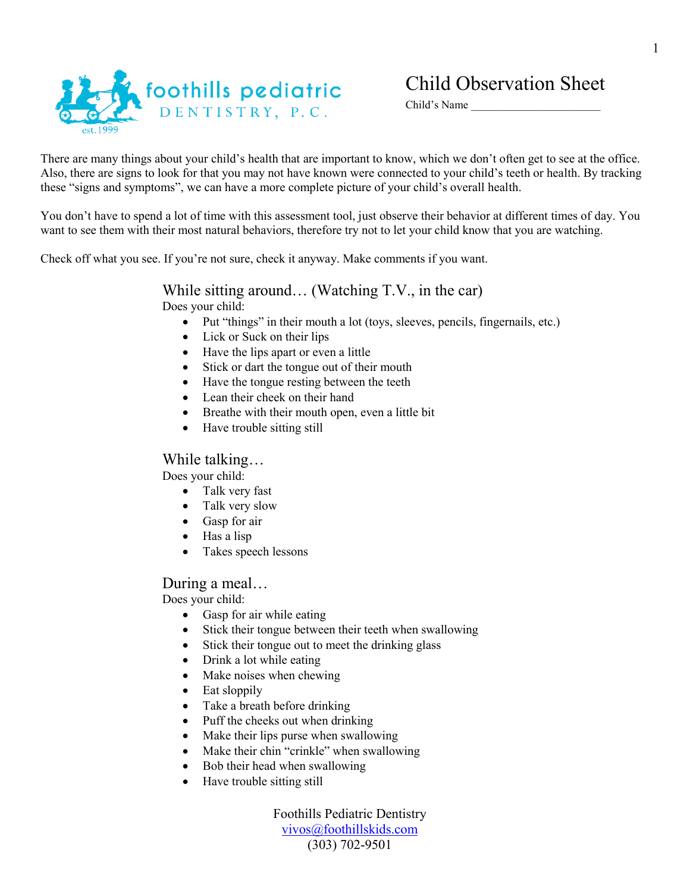foothills pediatric DENTISTRY, P.C. est.1999

# Child Observation Sheet

Child's Name ______________________

There are many things about your child's health that are important to know, which we don't often get to see at the office. Also, there are signs to look for that you may not have known were connected to your child's teeth or health. By tracking these "signs and symptoms", we can have a more complete picture of your child's overall health.

You don't have to spend a lot of time with this assessment tool, just observe their behavior at different times of day. You want to see them with their most natural behaviors, therefore try not to let your child know that you are watching.

Check off what you see. If you're not sure, check it anyway. Make comments if you want.

## While sitting around… (Watching T.V., in the car)

Does your child:

- Put "things" in their mouth a lot (toys, sleeves, pencils, fingernails, etc.)
- Lick or Suck on their lips
- Have the lips apart or even a little
- Stick or dart the tongue out of their mouth
- Have the tongue resting between the teeth
- Lean their cheek on their hand
- Breathe with their mouth open, even a little bit
- Have trouble sitting still

## While talking…

Does your child:

- Talk very fast
- Talk very slow
- Gasp for air
- Has a lisp
- Takes speech lessons

## During a meal…

Does your child:

- Gasp for air while eating
- Stick their tongue between their teeth when swallowing
- Stick their tongue out to meet the drinking glass
- Drink a lot while eating
- Make noises when chewing
- Eat sloppily
- Take a breath before drinking
- Puff the cheeks out when drinking
- Make their lips purse when swallowing
- Make their chin "crinkle" when swallowing
- Bob their head when swallowing
- Have trouble sitting still

Foothills Pediatric Dentistry
vivos@foothillskids.com
(303) 702-9501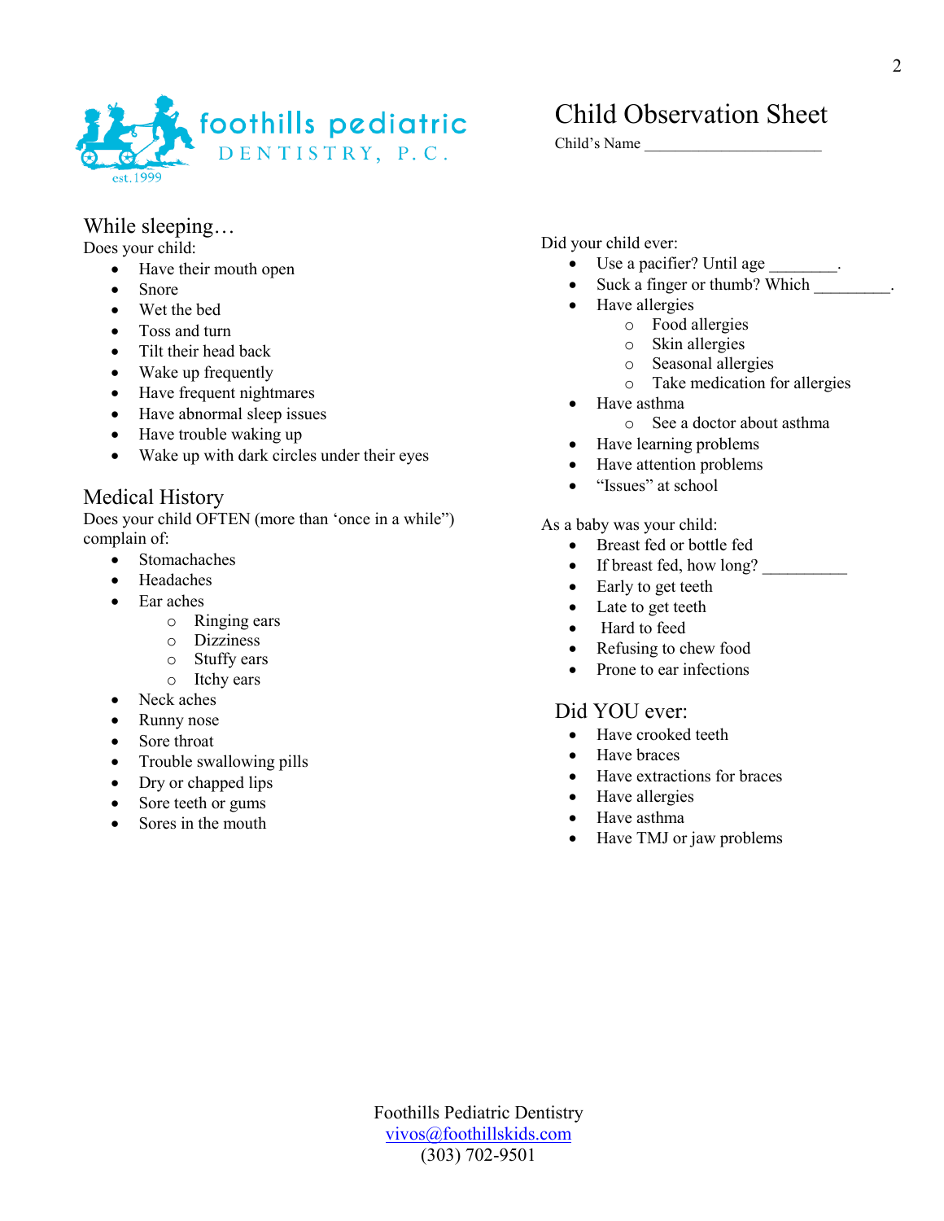foothills pediatric DENTISTRY, P.C.
est. 1999

# Child Observation Sheet

Child's Name ______________________

## While sleeping…

Does your child:

- Have their mouth open
- Snore
- Wet the bed
- Toss and turn
- Tilt their head back
- Wake up frequently
- Have frequent nightmares
- Have abnormal sleep issues
- Have trouble waking up
- Wake up with dark circles under their eyes

## Medical History

Does your child OFTEN (more than 'once in a while") complain of:

- Stomachaches
- Headaches
- Ear aches
    - Ringing ears
    - Dizziness
    - Stuffy ears
    - Itchy ears
- Neck aches
- Runny nose
- Sore throat
- Trouble swallowing pills
- Dry or chapped lips
- Sore teeth or gums
- Sores in the mouth

Did your child ever:

- Use a pacifier? Until age ________.
- Suck a finger or thumb? Which _________.
- Have allergies
    - Food allergies
    - Skin allergies
    - Seasonal allergies
    - Take medication for allergies
- Have asthma
    - See a doctor about asthma
- Have learning problems
- Have attention problems
- "Issues" at school

As a baby was your child:

- Breast fed or bottle fed
- If breast fed, how long? __________
- Early to get teeth
- Late to get teeth
- Hard to feed
- Refusing to chew food
- Prone to ear infections

## Did YOU ever:

- Have crooked teeth
- Have braces
- Have extractions for braces
- Have allergies
- Have asthma
- Have TMJ or jaw problems

Foothills Pediatric Dentistry
vivos@foothillskids.com
(303) 702-9501